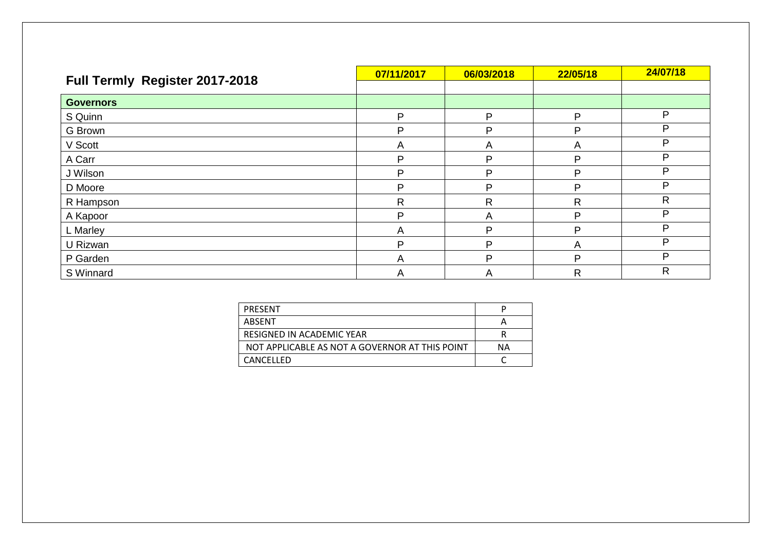| Full Termly Register 2017-2018 | 07/11/2017 | 06/03/2018 | 22/05/18 | 24/07/18 |
|---|---|---|---|---|
| **Governors** | | | | |
| S Quinn | P | P | P | P |
| G Brown | P | P | P | P |
| V Scott | A | A | A | P |
| A Carr | P | P | P | P |
| J Wilson | P | P | P | P |
| D Moore | P | P | P | P |
| R Hampson | R | R | R | R |
| A Kapoor | P | A | P | P |
| L Marley | A | P | P | P |
| U Rizwan | P | P | A | P |
| P Garden | A | P | P | P |
| S Winnard | A | A | R | R |

| Key | |
|---|---|
| PRESENT | P |
| ABSENT | A |
| RESIGNED IN ACADEMIC YEAR | R |
| NOT APPLICABLE AS NOT A GOVERNOR AT THIS POINT | NA |
| CANCELLED | C |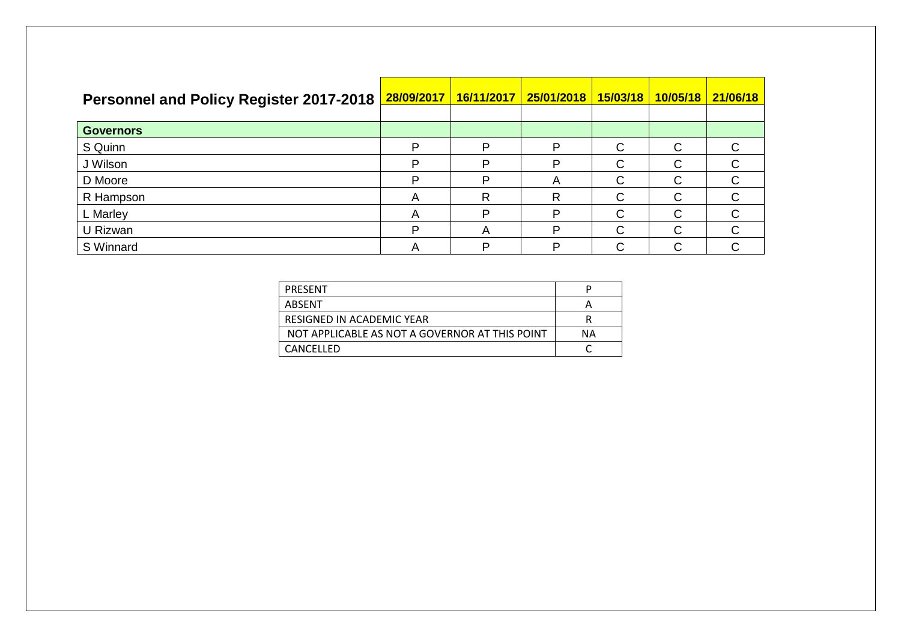| Personnel and Policy Register 2017-2018 | 28/09/2017 | 16/11/2017 | 25/01/2018 | 15/03/18 | 10/05/18 | 21/06/18 |
|---|---|---|---|---|---|---|
| | | | | | | |
| **Governors** | | | | | | |
| S Quinn | P | P | P | C | C | C |
| J Wilson | P | P | P | C | C | C |
| D Moore | P | P | A | C | C | C |
| R Hampson | A | R | R | C | C | C |
| L Marley | A | P | P | C | C | C |
| U Rizwan | P | A | P | C | C | C |
| S Winnard | A | P | P | C | C | C |

| | |
|---|---|
| PRESENT | P |
| ABSENT | A |
| RESIGNED IN ACADEMIC YEAR | R |
| NOT APPLICABLE AS NOT A GOVERNOR AT THIS POINT | NA |
| CANCELLED | C |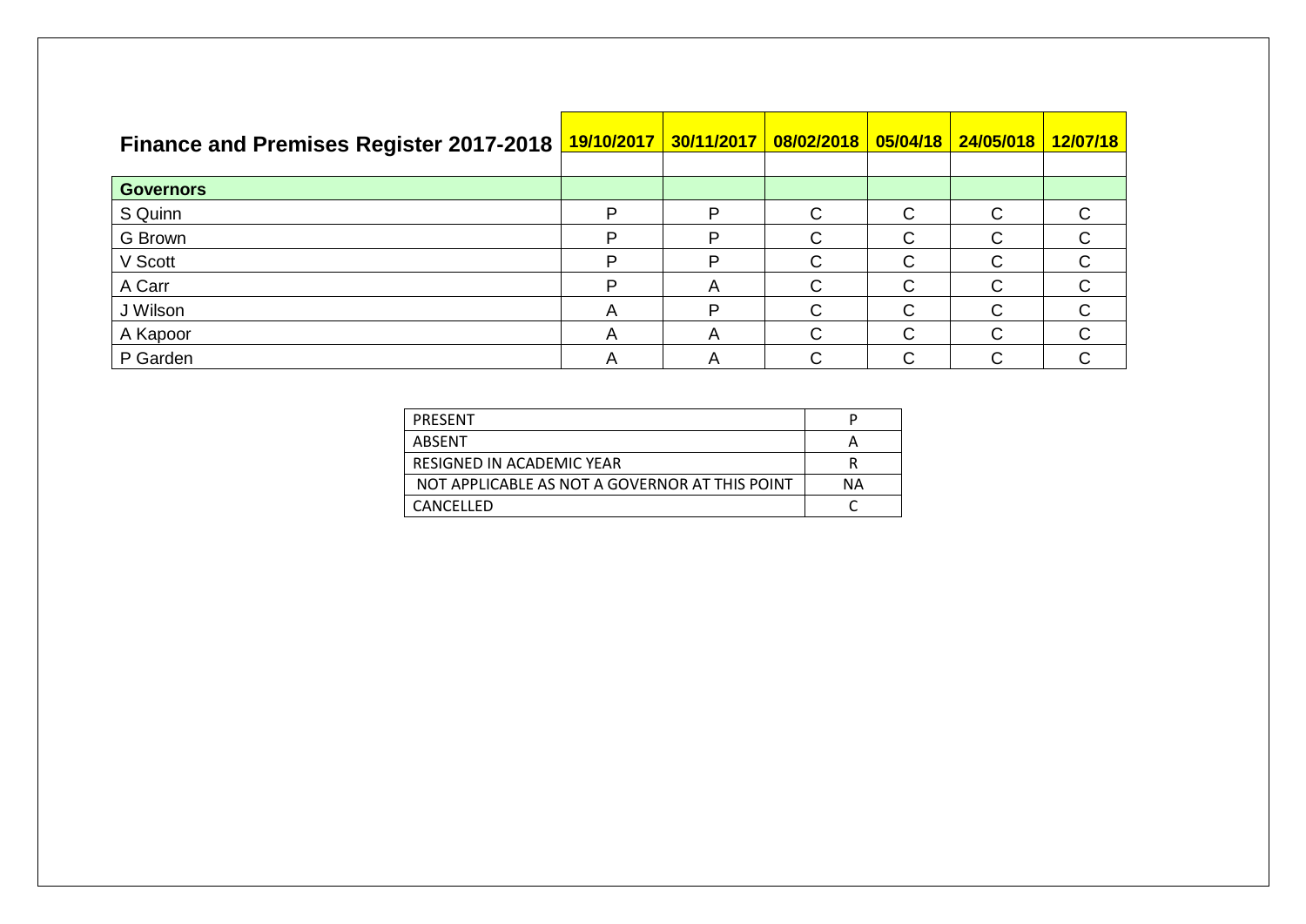| Finance and Premises Register 2017-2018 | 19/10/2017 | 30/11/2017 | 08/02/2018 | 05/04/18 | 24/05/018 | 12/07/18 |
|---|---|---|---|---|---|---|
| | | | | | | |
| **Governors** | | | | | | |
| S Quinn | P | P | C | C | C | C |
| G Brown | P | P | C | C | C | C |
| V Scott | P | P | C | C | C | C |
| A Carr | P | A | C | C | C | C |
| J Wilson | A | P | C | C | C | C |
| A Kapoor | A | A | C | C | C | C |
| P Garden | A | A | C | C | C | C |

| | |
|---|---|
| PRESENT | P |
| ABSENT | A |
| RESIGNED IN ACADEMIC YEAR | R |
| NOT APPLICABLE AS NOT A GOVERNOR AT THIS POINT | NA |
| CANCELLED | C |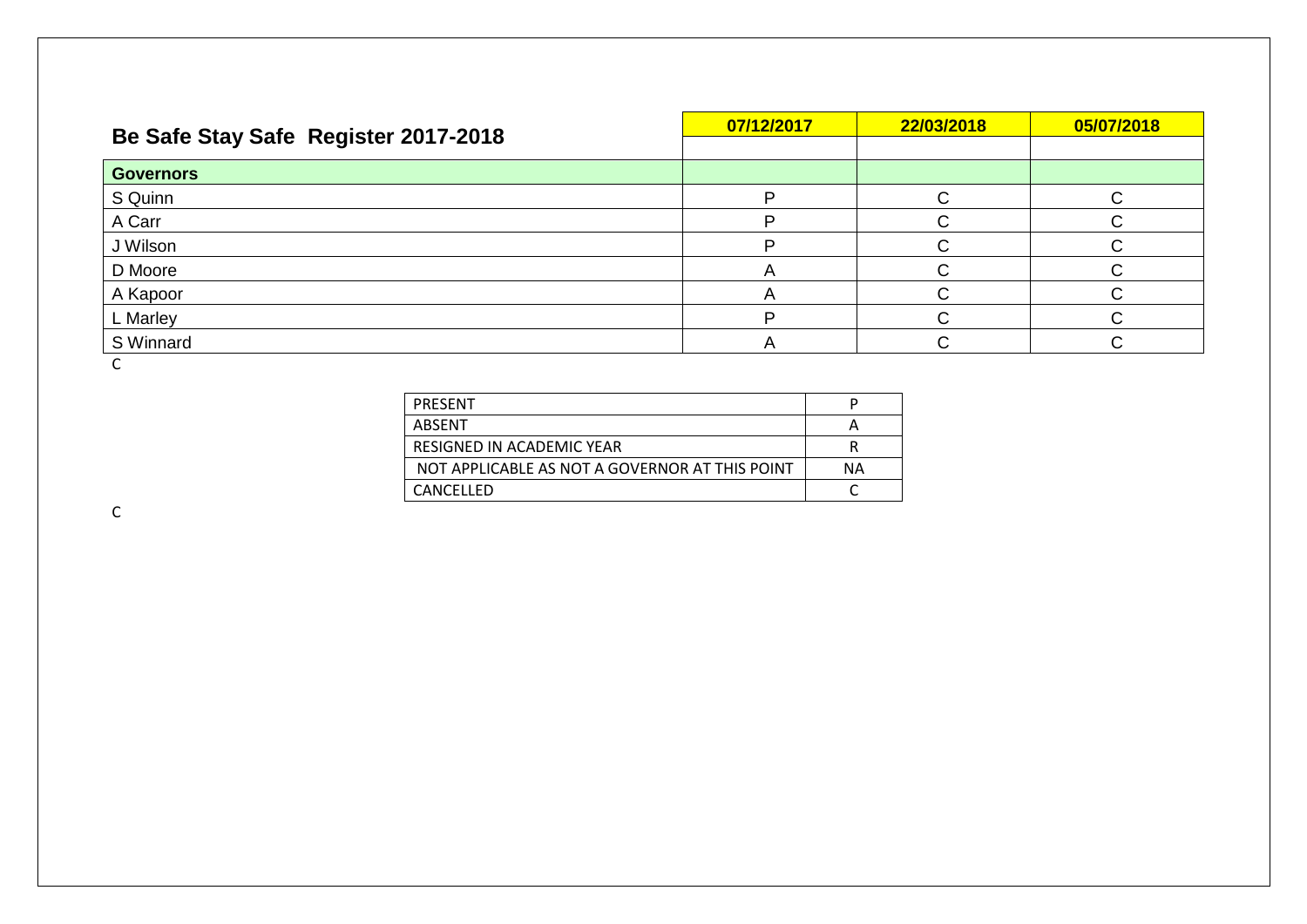| Be Safe Stay Safe Register 2017-2018 | 07/12/2017 | 22/03/2018 | 05/07/2018 |
|---|---|---|---|
| **Governors** | | | |
| S Quinn | P | C | C |
| A Carr | P | C | C |
| J Wilson | P | C | C |
| D Moore | A | C | C |
| A Kapoor | A | C | C |
| L Marley | P | C | C |
| S Winnard | A | C | C |

C

| PRESENT | P |
|---|---|
| ABSENT | A |
| RESIGNED IN ACADEMIC YEAR | R |
| NOT APPLICABLE AS NOT A GOVERNOR AT THIS POINT | NA |
| CANCELLED | C |

C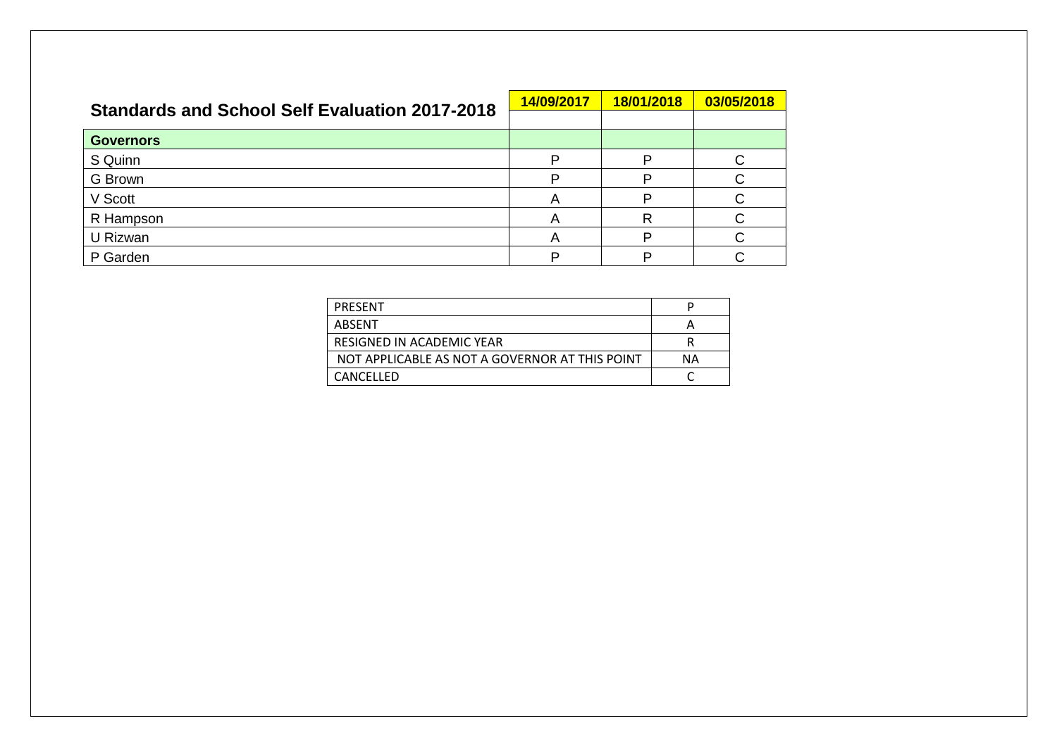| Standards and School Self Evaluation 2017-2018 | 14/09/2017 | 18/01/2018 | 03/05/2018 |
|---|---|---|---|
| **Governors** | | | |
| S Quinn | P | P | C |
| G Brown | P | P | C |
| V Scott | A | P | C |
| R Hampson | A | R | C |
| U Rizwan | A | P | C |
| P Garden | P | P | C |

| Key | Code |
|---|---|
| PRESENT | P |
| ABSENT | A |
| RESIGNED IN ACADEMIC YEAR | R |
| NOT APPLICABLE AS NOT A GOVERNOR AT THIS POINT | NA |
| CANCELLED | C |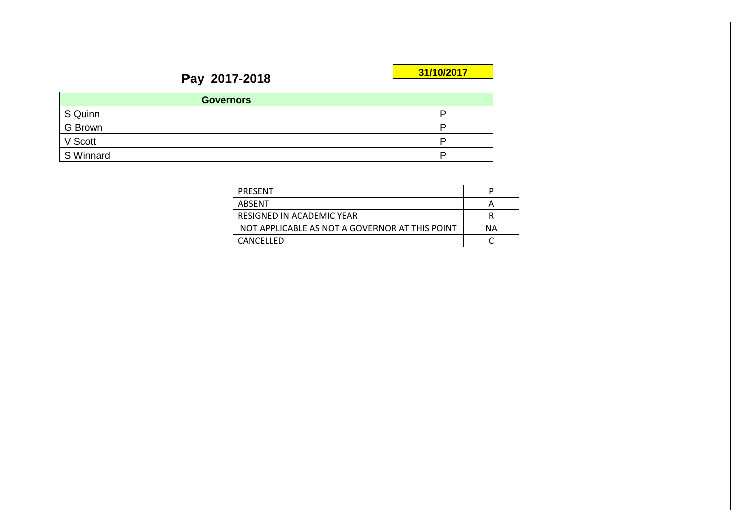| Pay 2017-2018 | 31/10/2017 |
|---|---|
| **Governors** | |
| S Quinn | P |
| G Brown | P |
| V Scott | P |
| S Winnard | P |

| | |
|---|---|
| PRESENT | P |
| ABSENT | A |
| RESIGNED IN ACADEMIC YEAR | R |
| NOT APPLICABLE AS NOT A GOVERNOR AT THIS POINT | NA |
| CANCELLED | C |